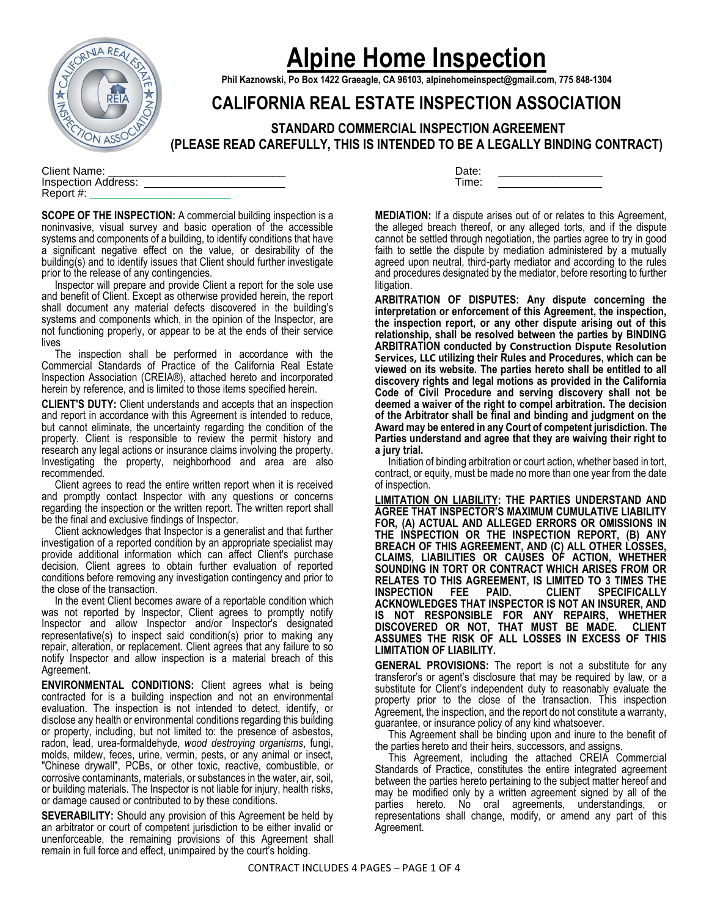# Alpine Home Inspection

**Phil Kaznowski, Po Box 1422 Graeagle, CA 96103, alpinehomeinspect@gmail.com, 775 848-1304**

## CALIFORNIA REAL ESTATE INSPECTION ASSOCIATION

### STANDARD COMMERCIAL INSPECTION AGREEMENT
### (PLEASE READ CAREFULLY, THIS IS INTENDED TO BE A LEGALLY BINDING CONTRACT)

Client Name: ______________________________ Date: ________________
Inspection Address: ________________________ Time: ________________
Report #: ________________________

**SCOPE OF THE INSPECTION:** A commercial building inspection is a noninvasive, visual survey and basic operation of the accessible systems and components of a building, to identify conditions that have a significant negative effect on the value, or desirability of the building(s) and to identify issues that Client should further investigate prior to the release of any contingencies.

Inspector will prepare and provide Client a report for the sole use and benefit of Client. Except as otherwise provided herein, the report shall document any material defects discovered in the building's systems and components which, in the opinion of the Inspector, are not functioning properly, or appear to be at the ends of their service lives

The inspection shall be performed in accordance with the Commercial Standards of Practice of the California Real Estate Inspection Association (CREIA®), attached hereto and incorporated herein by reference, and is limited to those items specified herein.

**CLIENT'S DUTY:** Client understands and accepts that an inspection and report in accordance with this Agreement is intended to reduce, but cannot eliminate, the uncertainty regarding the condition of the property. Client is responsible to review the permit history and research any legal actions or insurance claims involving the property. Investigating the property, neighborhood and area are also recommended.

Client agrees to read the entire written report when it is received and promptly contact Inspector with any questions or concerns regarding the inspection or the written report. The written report shall be the final and exclusive findings of Inspector.

Client acknowledges that Inspector is a generalist and that further investigation of a reported condition by an appropriate specialist may provide additional information which can affect Client's purchase decision. Client agrees to obtain further evaluation of reported conditions before removing any investigation contingency and prior to the close of the transaction.

In the event Client becomes aware of a reportable condition which was not reported by Inspector, Client agrees to promptly notify Inspector and allow Inspector and/or Inspector's designated representative(s) to inspect said condition(s) prior to making any repair, alteration, or replacement. Client agrees that any failure to so notify Inspector and allow inspection is a material breach of this Agreement.

**ENVIRONMENTAL CONDITIONS:** Client agrees what is being contracted for is a building inspection and not an environmental evaluation. The inspection is not intended to detect, identify, or disclose any health or environmental conditions regarding this building or property, including, but not limited to: the presence of asbestos, radon, lead, urea-formaldehyde, *wood destroying organisms*, fungi, molds, mildew, feces, urine, vermin, pests, or any animal or insect, "Chinese drywall", PCBs, or other toxic, reactive, combustible, or corrosive contaminants, materials, or substances in the water, air, soil, or building materials. The Inspector is not liable for injury, health risks, or damage caused or contributed to by these conditions.

**SEVERABILITY:** Should any provision of this Agreement be held by an arbitrator or court of competent jurisdiction to be either invalid or unenforceable, the remaining provisions of this Agreement shall remain in full force and effect, unimpaired by the court's holding.

**MEDIATION:** If a dispute arises out of or relates to this Agreement, the alleged breach thereof, or any alleged torts, and if the dispute cannot be settled through negotiation, the parties agree to try in good faith to settle the dispute by mediation administered by a mutually agreed upon neutral, third-party mediator and according to the rules and procedures designated by the mediator, before resorting to further litigation.

**ARBITRATION OF DISPUTES: Any dispute concerning the interpretation or enforcement of this Agreement, the inspection, the inspection report, or any other dispute arising out of this relationship, shall be resolved between the parties by BINDING ARBITRATION conducted by Construction Dispute Resolution Services, LLC utilizing their Rules and Procedures, which can be viewed on its website. The parties hereto shall be entitled to all discovery rights and legal motions as provided in the California Code of Civil Procedure and serving discovery shall not be deemed a waiver of the right to compel arbitration. The decision of the Arbitrator shall be final and binding and judgment on the Award may be entered in any Court of competent jurisdiction. The Parties understand and agree that they are waiving their right to a jury trial.**

Initiation of binding arbitration or court action, whether based in tort, contract, or equity, must be made no more than one year from the date of inspection.

**LIMITATION ON LIABILITY: THE PARTIES UNDERSTAND AND AGREE THAT INSPECTOR'S MAXIMUM CUMULATIVE LIABILITY FOR, (A) ACTUAL AND ALLEGED ERRORS OR OMISSIONS IN THE INSPECTION OR THE INSPECTION REPORT, (B) ANY BREACH OF THIS AGREEMENT, AND (C) ALL OTHER LOSSES, CLAIMS, LIABILITIES OR CAUSES OF ACTION, WHETHER SOUNDING IN TORT OR CONTRACT WHICH ARISES FROM OR RELATES TO THIS AGREEMENT, IS LIMITED TO 3 TIMES THE INSPECTION FEE PAID. CLIENT SPECIFICALLY ACKNOWLEDGES THAT INSPECTOR IS NOT AN INSURER, AND IS NOT RESPONSIBLE FOR ANY REPAIRS, WHETHER DISCOVERED OR NOT, THAT MUST BE MADE. CLIENT ASSUMES THE RISK OF ALL LOSSES IN EXCESS OF THIS LIMITATION OF LIABILITY.**

**GENERAL PROVISIONS:** The report is not a substitute for any transferor's or agent's disclosure that may be required by law, or a substitute for Client's independent duty to reasonably evaluate the property prior to the close of the transaction. This inspection Agreement, the inspection, and the report do not constitute a warranty, guarantee, or insurance policy of any kind whatsoever.

This Agreement shall be binding upon and inure to the benefit of the parties hereto and their heirs, successors, and assigns.

This Agreement, including the attached CREIA Commercial Standards of Practice, constitutes the entire integrated agreement between the parties hereto pertaining to the subject matter hereof and may be modified only by a written agreement signed by all of the parties hereto. No oral agreements, understandings, or representations shall change, modify, or amend any part of this Agreement.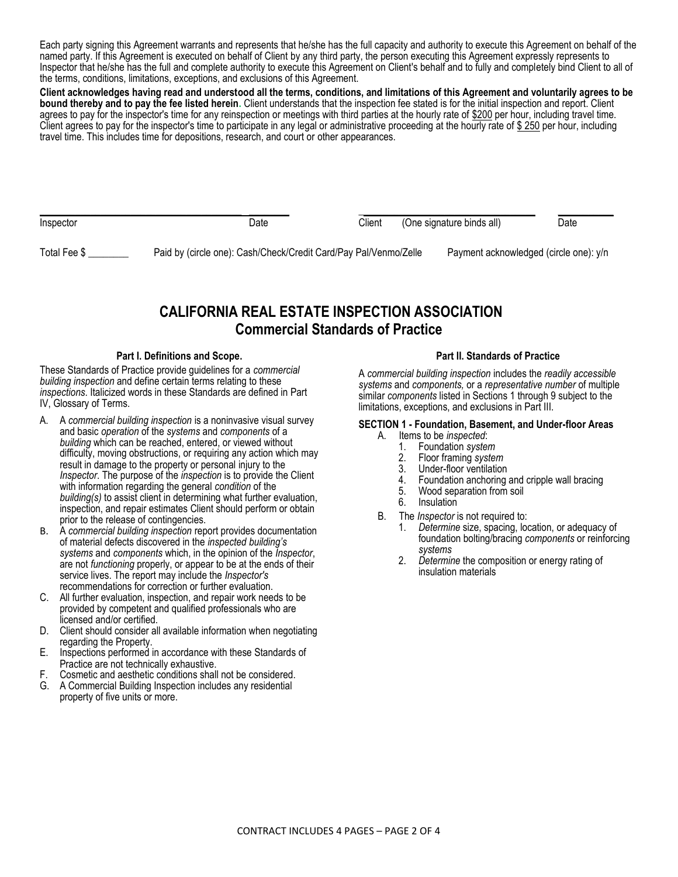Each party signing this Agreement warrants and represents that he/she has the full capacity and authority to execute this Agreement on behalf of the named party. If this Agreement is executed on behalf of Client by any third party, the person executing this Agreement expressly represents to Inspector that he/she has the full and complete authority to execute this Agreement on Client's behalf and to fully and completely bind Client to all of the terms, conditions, limitations, exceptions, and exclusions of this Agreement.

**Client acknowledges having read and understood all the terms, conditions, and limitations of this Agreement and voluntarily agrees to be bound thereby and to pay the fee listed herein.** Client understands that the inspection fee stated is for the initial inspection and report. Client agrees to pay for the inspector's time for any reinspection or meetings with third parties at the hourly rate of $200 per hour, including travel time. Client agrees to pay for the inspector's time to participate in any legal or administrative proceeding at the hourly rate of $ 250 per hour, including travel time. This includes time for depositions, research, and court or other appearances.

Inspector ____________________ Date ________ Client (One signature binds all) ____________________ Date ________

Total Fee $ ________ Paid by (circle one): Cash/Check/Credit Card/Pay Pal/Venmo/Zelle Payment acknowledged (circle one): y/n

# CALIFORNIA REAL ESTATE INSPECTION ASSOCIATION
## Commercial Standards of Practice

### Part I. Definitions and Scope.

These Standards of Practice provide guidelines for a *commercial building inspection* and define certain terms relating to these *inspections*. Italicized words in these Standards are defined in Part IV, Glossary of Terms.

A. A *commercial building inspection* is a noninvasive visual survey and basic *operation* of the *systems* and *components* of a *building* which can be reached, entered, or viewed without difficulty, moving obstructions, or requiring any action which may result in damage to the property or personal injury to the *Inspector*. The purpose of the *inspection* is to provide the Client with information regarding the general *condition* of the *building(s)* to assist client in determining what further evaluation, inspection, and repair estimates Client should perform or obtain prior to the release of contingencies.

B. A *commercial building inspection* report provides documentation of material defects discovered in the *inspected building's systems* and *components* which, in the opinion of the *Inspector*, are not *functioning* properly, or appear to be at the ends of their service lives. The report may include the *Inspector's* recommendations for correction or further evaluation.

C. All further evaluation, inspection, and repair work needs to be provided by competent and qualified professionals who are licensed and/or certified.

D. Client should consider all available information when negotiating regarding the Property.

E. Inspections performed in accordance with these Standards of Practice are not technically exhaustive.

F. Cosmetic and aesthetic conditions shall not be considered.

G. A Commercial Building Inspection includes any residential property of five units or more.

### Part II. Standards of Practice

A *commercial building inspection* includes the *readily accessible systems* and *components,* or a *representative number* of multiple similar *components* listed in Sections 1 through 9 subject to the limitations, exceptions, and exclusions in Part III.

**SECTION 1 - Foundation, Basement, and Under-floor Areas**

A. Items to be *inspected*:
   1. Foundation *system*
   2. Floor framing *system*
   3. Under-floor ventilation
   4. Foundation anchoring and cripple wall bracing
   5. Wood separation from soil
   6. Insulation

B. The *Inspector* is not required to:
   1. *Determine* size, spacing, location, or adequacy of foundation bolting/bracing *components* or reinforcing *systems*
   2. *Determine* the composition or energy rating of insulation materials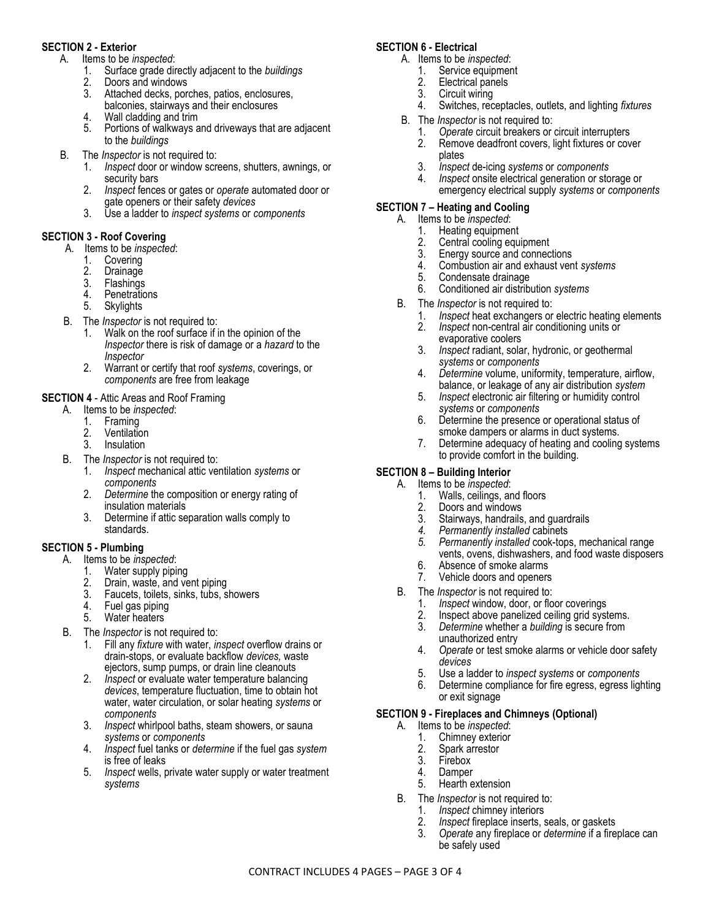## SECTION 2 - Exterior

A. Items to be *inspected*:
   1. Surface grade directly adjacent to the *buildings*
   2. Doors and windows
   3. Attached decks, porches, patios, enclosures, balconies, stairways and their enclosures
   4. Wall cladding and trim
   5. Portions of walkways and driveways that are adjacent to the *buildings*

B. The *Inspector* is not required to:
   1. *Inspect* door or window screens, shutters, awnings, or security bars
   2. *Inspect* fences or gates or *operate* automated door or gate openers or their safety *devices*
   3. Use a ladder to *inspect systems* or *components*

## SECTION 3 - Roof Covering

A. Items to be *inspected*:
   1. Covering
   2. Drainage
   3. Flashings
   4. Penetrations
   5. Skylights

B. The *Inspector* is not required to:
   1. Walk on the roof surface if in the opinion of the *Inspector* there is risk of damage or a *hazard* to the *Inspector*
   2. Warrant or certify that roof *systems*, coverings, or *components* are free from leakage

## SECTION 4 - Attic Areas and Roof Framing

A. Items to be *inspected*:
   1. Framing
   2. Ventilation
   3. Insulation

B. The *Inspector* is not required to:
   1. *Inspect* mechanical attic ventilation *systems* or *components*
   2. *Determine* the composition or energy rating of insulation materials
   3. Determine if attic separation walls comply to standards.

## SECTION 5 - Plumbing

A. Items to be *inspected*:
   1. Water supply piping
   2. Drain, waste, and vent piping
   3. Faucets, toilets, sinks, tubs, showers
   4. Fuel gas piping
   5. Water heaters

B. The *Inspector* is not required to:
   1. Fill any *fixture* with water, *inspect* overflow drains or drain-stops, or evaluate backflow *devices,* waste ejectors, sump pumps, or drain line cleanouts
   2. *Inspect* or evaluate water temperature balancing *devices*, temperature fluctuation, time to obtain hot water, water circulation, or solar heating *systems* or *components*
   3. *Inspect* whirlpool baths, steam showers, or sauna *systems* or *components*
   4. *Inspect* fuel tanks or *determine* if the fuel gas *system* is free of leaks
   5. *Inspect* wells, private water supply or water treatment *systems*

## SECTION 6 - Electrical

A. Items to be *inspected*:
   1. Service equipment
   2. Electrical panels
   3. Circuit wiring
   4. Switches, receptacles, outlets, and lighting *fixtures*

B. The *Inspector* is not required to:
   1. *Operate* circuit breakers or circuit interrupters
   2. Remove deadfront covers, light fixtures or cover plates
   3. *Inspect* de-icing *systems* or *components*
   4. *Inspect* onsite electrical generation or storage or emergency electrical supply *systems* or *components*

## SECTION 7 – Heating and Cooling

A. Items to be *inspected*:
   1. Heating equipment
   2. Central cooling equipment
   3. Energy source and connections
   4. Combustion air and exhaust vent *systems*
   5. Condensate drainage
   6. Conditioned air distribution *systems*

B. The *Inspector* is not required to:
   1. *Inspect* heat exchangers or electric heating elements
   2. *Inspect* non-central air conditioning units or evaporative coolers
   3. *Inspect* radiant, solar, hydronic, or geothermal *systems* or *components*
   4. *Determine* volume, uniformity, temperature, airflow, balance, or leakage of any air distribution *system*
   5. *Inspect* electronic air filtering or humidity control *systems* or *components*
   6. Determine the presence or operational status of smoke dampers or alarms in duct systems.
   7. Determine adequacy of heating and cooling systems to provide comfort in the building.

## SECTION 8 – Building Interior

A. Items to be *inspected*:
   1. Walls, ceilings, and floors
   2. Doors and windows
   3. Stairways, handrails, and guardrails
   4. *Permanently installed* cabinets
   5. *Permanently installed* cook-tops, mechanical range vents, ovens, dishwashers, and food waste disposers
   6. Absence of smoke alarms
   7. Vehicle doors and openers

B. The *Inspector* is not required to:
   1. *Inspect* window, door, or floor coverings
   2. Inspect above panelized ceiling grid systems.
   3. *Determine* whether a *building* is secure from unauthorized entry
   4. *Operate* or test smoke alarms or vehicle door safety *devices*
   5. Use a ladder to *inspect systems* or *components*
   6. Determine compliance for fire egress, egress lighting or exit signage

## SECTION 9 - Fireplaces and Chimneys (Optional)

A. Items to be *inspected*:
   1. Chimney exterior
   2. Spark arrestor
   3. Firebox
   4. Damper
   5. Hearth extension

B. The *Inspector* is not required to:
   1. *Inspect* chimney interiors
   2. *Inspect* fireplace inserts, seals, or gaskets
   3. *Operate* any fireplace or *determine* if a fireplace can be safely used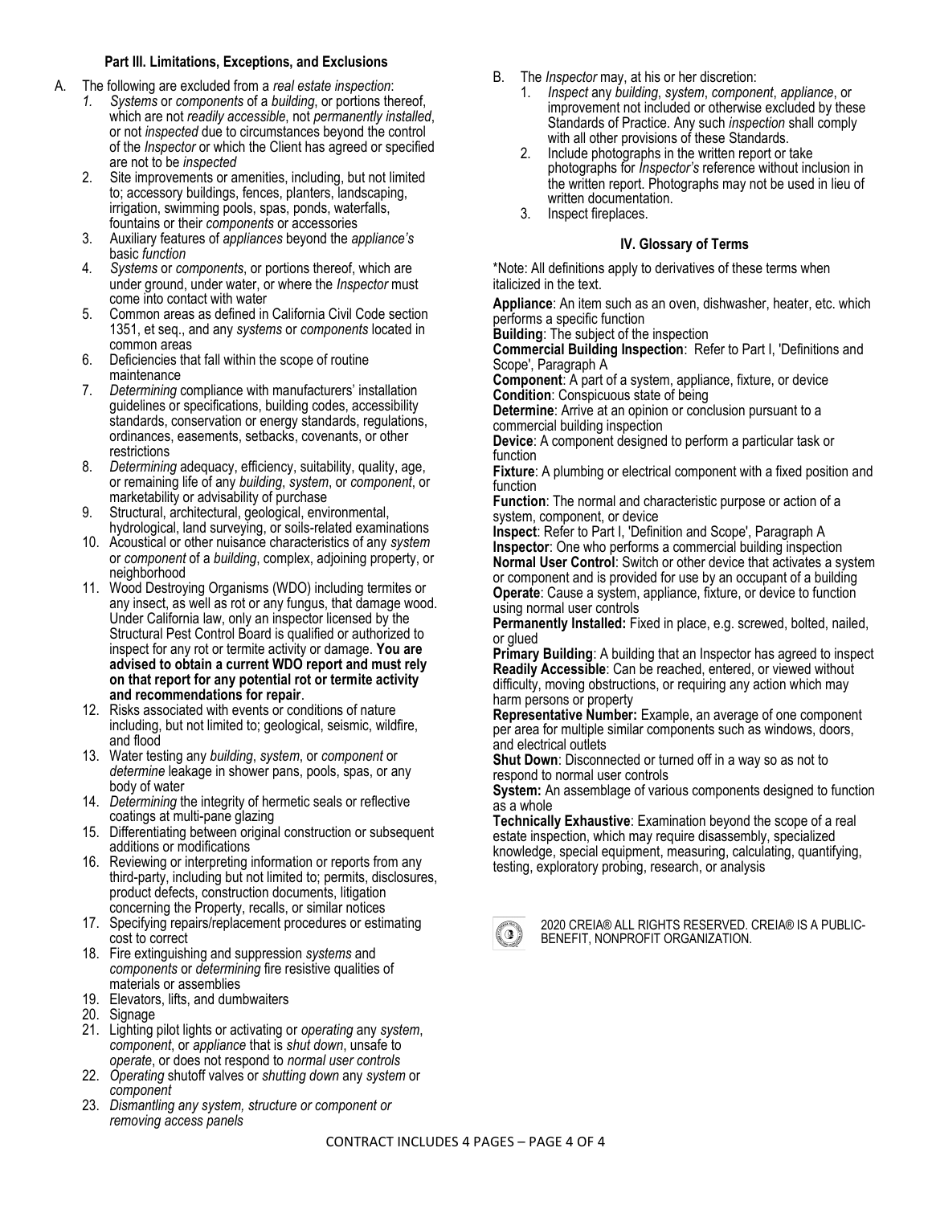## Part III. Limitations, Exceptions, and Exclusions

A. The following are excluded from a *real estate inspection*:
   1. *Systems* or *components* of a *building*, or portions thereof, which are not *readily accessible*, not *permanently installed*, or not *inspected* due to circumstances beyond the control of the *Inspector* or which the Client has agreed or specified are not to be *inspected*
   2. Site improvements or amenities, including, but not limited to; accessory buildings, fences, planters, landscaping, irrigation, swimming pools, spas, ponds, waterfalls, fountains or their *components* or accessories
   3. Auxiliary features of *appliances* beyond the *appliance's* basic *function*
   4. *Systems* or *components*, or portions thereof, which are under ground, under water, or where the *Inspector* must come into contact with water
   5. Common areas as defined in California Civil Code section 1351, et seq., and any *systems* or *components* located in common areas
   6. Deficiencies that fall within the scope of routine maintenance
   7. *Determining* compliance with manufacturers' installation guidelines or specifications, building codes, accessibility standards, conservation or energy standards, regulations, ordinances, easements, setbacks, covenants, or other restrictions
   8. *Determining* adequacy, efficiency, suitability, quality, age, or remaining life of any *building*, *system*, or *component*, or marketability or advisability of purchase
   9. Structural, architectural, geological, environmental, hydrological, land surveying, or soils-related examinations
   10. Acoustical or other nuisance characteristics of any *system* or *component* of a *building*, complex, adjoining property, or neighborhood
   11. Wood Destroying Organisms (WDO) including termites or any insect, as well as rot or any fungus, that damage wood. Under California law, only an inspector licensed by the Structural Pest Control Board is qualified or authorized to inspect for any rot or termite activity or damage. **You are advised to obtain a current WDO report and must rely on that report for any potential rot or termite activity and recommendations for repair**.
   12. Risks associated with events or conditions of nature including, but not limited to; geological, seismic, wildfire, and flood
   13. Water testing any *building*, *system*, or *component* or *determine* leakage in shower pans, pools, spas, or any body of water
   14. *Determining* the integrity of hermetic seals or reflective coatings at multi-pane glazing
   15. Differentiating between original construction or subsequent additions or modifications
   16. Reviewing or interpreting information or reports from any third-party, including but not limited to; permits, disclosures, product defects, construction documents, litigation concerning the Property, recalls, or similar notices
   17. Specifying repairs/replacement procedures or estimating cost to correct
   18. Fire extinguishing and suppression *systems* and *components* or *determining* fire resistive qualities of materials or assemblies
   19. Elevators, lifts, and dumbwaiters
   20. Signage
   21. Lighting pilot lights or activating or *operating* any *system*, *component*, or *appliance* that is *shut down*, unsafe to *operate*, or does not respond to *normal user controls*
   22. *Operating* shutoff valves or *shutting down* any *system* or *component*
   23. *Dismantling any system, structure or component or removing access panels*

B. The *Inspector* may, at his or her discretion:
   1. *Inspect* any *building*, *system*, *component*, *appliance*, or improvement not included or otherwise excluded by these Standards of Practice. Any such *inspection* shall comply with all other provisions of these Standards.
   2. Include photographs in the written report or take photographs for *Inspector's* reference without inclusion in the written report. Photographs may not be used in lieu of written documentation.
   3. Inspect fireplaces.

## IV. Glossary of Terms

*Note: All definitions apply to derivatives of these terms when italicized in the text.

**Appliance**: An item such as an oven, dishwasher, heater, etc. which performs a specific function

**Building**: The subject of the inspection

**Commercial Building Inspection**: Refer to Part I, 'Definitions and Scope', Paragraph A

**Component**: A part of a system, appliance, fixture, or device

**Condition**: Conspicuous state of being

**Determine**: Arrive at an opinion or conclusion pursuant to a commercial building inspection

**Device**: A component designed to perform a particular task or function

**Fixture**: A plumbing or electrical component with a fixed position and function

**Function**: The normal and characteristic purpose or action of a system, component, or device

**Inspect**: Refer to Part I, 'Definition and Scope', Paragraph A

**Inspector**: One who performs a commercial building inspection

**Normal User Control**: Switch or other device that activates a system or component and is provided for use by an occupant of a building

**Operate**: Cause a system, appliance, fixture, or device to function using normal user controls

**Permanently Installed:** Fixed in place, e.g. screwed, bolted, nailed, or glued

**Primary Building**: A building that an Inspector has agreed to inspect

**Readily Accessible**: Can be reached, entered, or viewed without difficulty, moving obstructions, or requiring any action which may harm persons or property

**Representative Number:** Example, an average of one component per area for multiple similar components such as windows, doors, and electrical outlets

**Shut Down**: Disconnected or turned off in a way so as not to respond to normal user controls

**System:** An assemblage of various components designed to function as a whole

**Technically Exhaustive**: Examination beyond the scope of a real estate inspection, which may require disassembly, specialized knowledge, special equipment, measuring, calculating, quantifying, testing, exploratory probing, research, or analysis

2020 CREIA® ALL RIGHTS RESERVED. CREIA® IS A PUBLIC-BENEFIT, NONPROFIT ORGANIZATION.

CONTRACT INCLUDES 4 PAGES – PAGE 4 OF 4